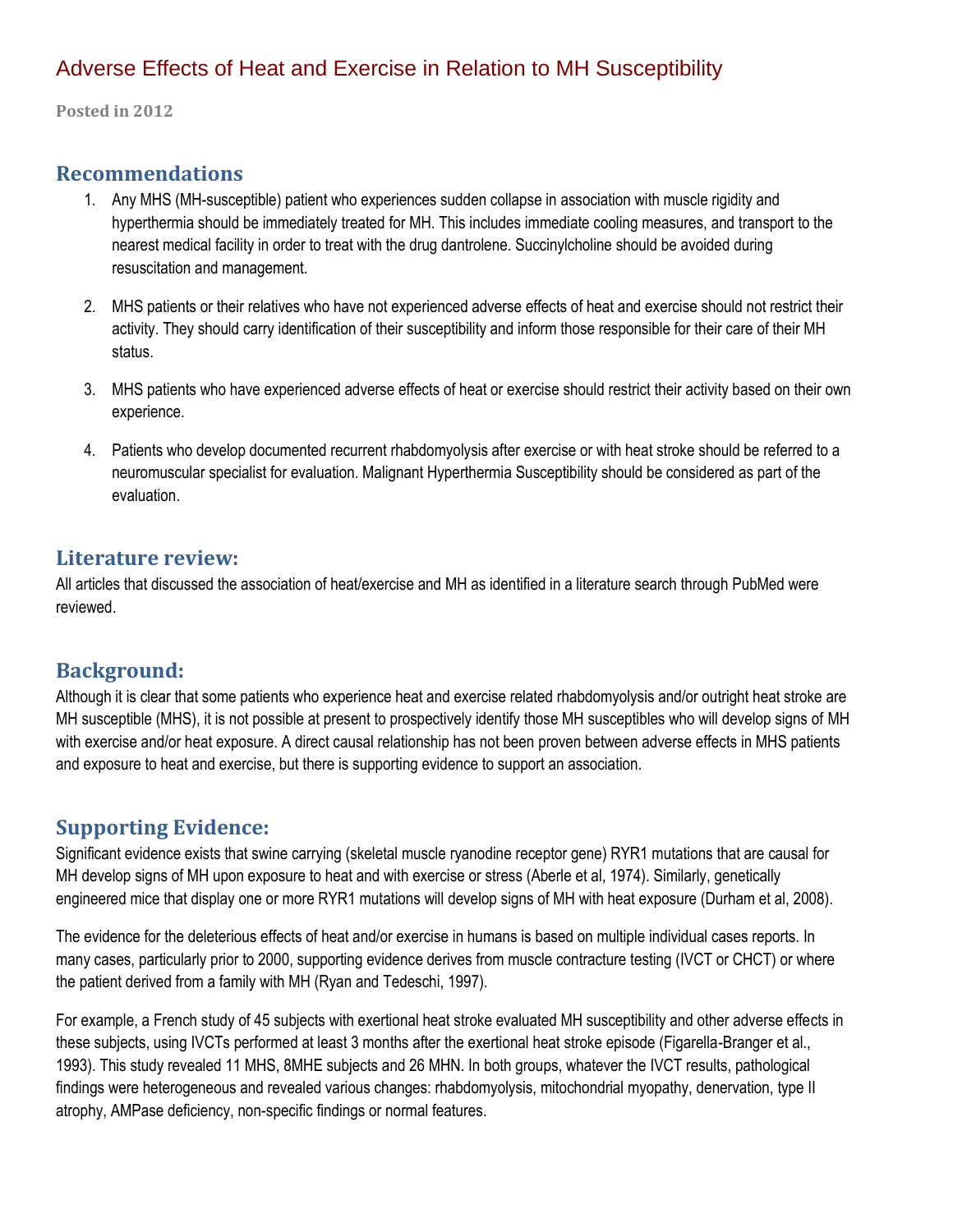# Adverse Effects of Heat and Exercise in Relation to MH Susceptibility

**Posted in 2012**

## Recommendations

1. Any MHS (MH-susceptible) patient who experiences sudden collapse in association with muscle rigidity and hyperthermia should be immediately treated for MH. This includes immediate cooling measures, and transport to the nearest medical facility in order to treat with the drug dantrolene. Succinylcholine should be avoided during resuscitation and management.
2. MHS patients or their relatives who have not experienced adverse effects of heat and exercise should not restrict their activity. They should carry identification of their susceptibility and inform those responsible for their care of their MH status.
3. MHS patients who have experienced adverse effects of heat or exercise should restrict their activity based on their own experience.
4. Patients who develop documented recurrent rhabdomyolysis after exercise or with heat stroke should be referred to a neuromuscular specialist for evaluation. Malignant Hyperthermia Susceptibility should be considered as part of the evaluation.

## Literature review:

All articles that discussed the association of heat/exercise and MH as identified in a literature search through PubMed were reviewed.

## Background:

Although it is clear that some patients who experience heat and exercise related rhabdomyolysis and/or outright heat stroke are MH susceptible (MHS), it is not possible at present to prospectively identify those MH susceptibles who will develop signs of MH with exercise and/or heat exposure. A direct causal relationship has not been proven between adverse effects in MHS patients and exposure to heat and exercise, but there is supporting evidence to support an association.

## Supporting Evidence:

Significant evidence exists that swine carrying (skeletal muscle ryanodine receptor gene) RYR1 mutations that are causal for MH develop signs of MH upon exposure to heat and with exercise or stress (Aberle et al, 1974). Similarly, genetically engineered mice that display one or more RYR1 mutations will develop signs of MH with heat exposure (Durham et al, 2008).

The evidence for the deleterious effects of heat and/or exercise in humans is based on multiple individual cases reports. In many cases, particularly prior to 2000, supporting evidence derives from muscle contracture testing (IVCT or CHCT) or where the patient derived from a family with MH (Ryan and Tedeschi, 1997).

For example, a French study of 45 subjects with exertional heat stroke evaluated MH susceptibility and other adverse effects in these subjects, using IVCTs performed at least 3 months after the exertional heat stroke episode (Figarella-Branger et al., 1993). This study revealed 11 MHS, 8MHE subjects and 26 MHN. In both groups, whatever the IVCT results, pathological findings were heterogeneous and revealed various changes: rhabdomyolysis, mitochondrial myopathy, denervation, type II atrophy, AMPase deficiency, non-specific findings or normal features.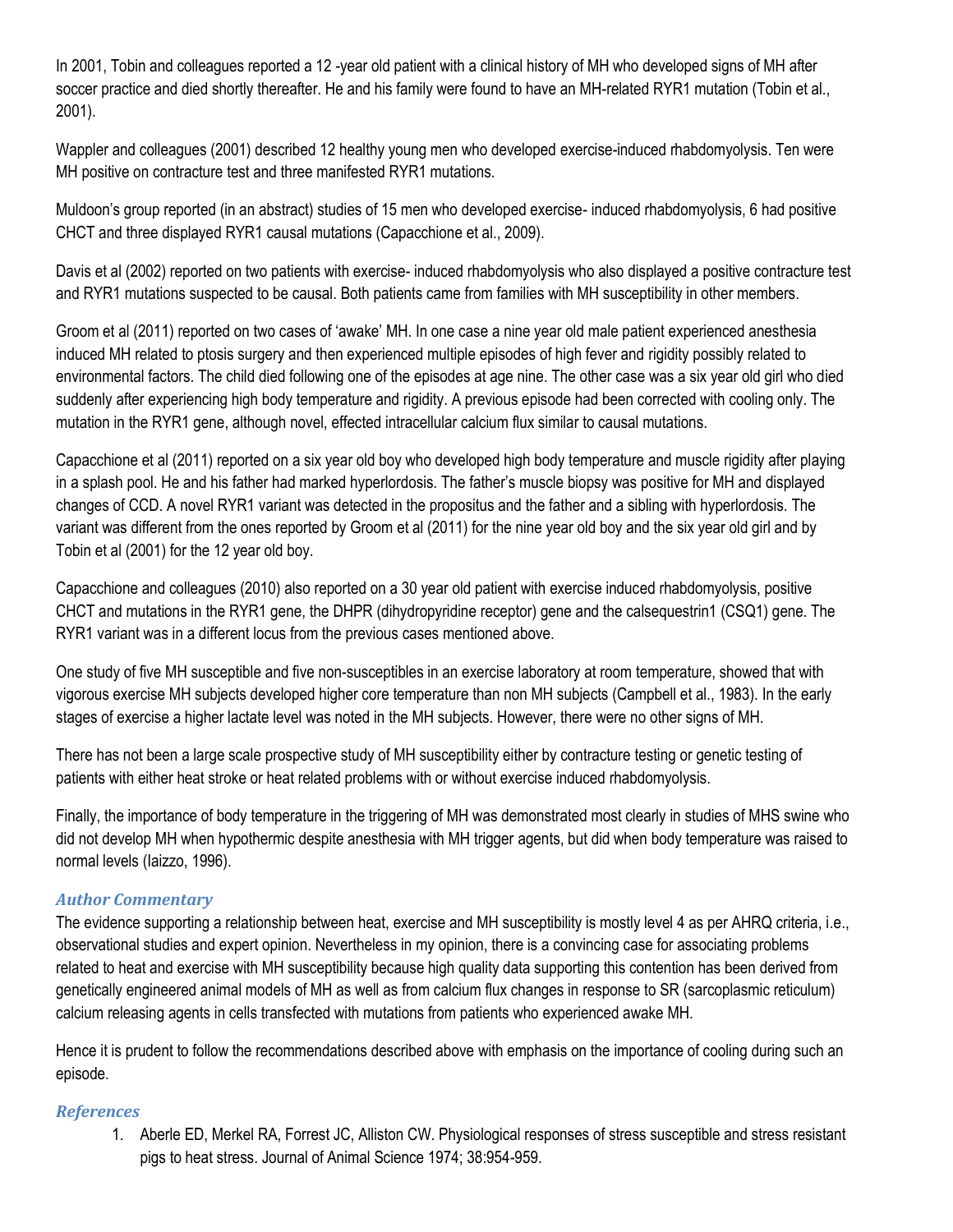In 2001, Tobin and colleagues reported a 12 -year old patient with a clinical history of MH who developed signs of MH after soccer practice and died shortly thereafter. He and his family were found to have an MH-related RYR1 mutation (Tobin et al., 2001).

Wappler and colleagues (2001) described 12 healthy young men who developed exercise-induced rhabdomyolysis. Ten were MH positive on contracture test and three manifested RYR1 mutations.

Muldoon's group reported (in an abstract) studies of 15 men who developed exercise- induced rhabdomyolysis, 6 had positive CHCT and three displayed RYR1 causal mutations (Capacchione et al., 2009).

Davis et al (2002) reported on two patients with exercise- induced rhabdomyolysis who also displayed a positive contracture test and RYR1 mutations suspected to be causal. Both patients came from families with MH susceptibility in other members.

Groom et al (2011) reported on two cases of 'awake' MH. In one case a nine year old male patient experienced anesthesia induced MH related to ptosis surgery and then experienced multiple episodes of high fever and rigidity possibly related to environmental factors. The child died following one of the episodes at age nine. The other case was a six year old girl who died suddenly after experiencing high body temperature and rigidity. A previous episode had been corrected with cooling only. The mutation in the RYR1 gene, although novel, effected intracellular calcium flux similar to causal mutations.

Capacchione et al (2011) reported on a six year old boy who developed high body temperature and muscle rigidity after playing in a splash pool. He and his father had marked hyperlordosis. The father's muscle biopsy was positive for MH and displayed changes of CCD. A novel RYR1 variant was detected in the propositus and the father and a sibling with hyperlordosis. The variant was different from the ones reported by Groom et al (2011) for the nine year old boy and the six year old girl and by Tobin et al (2001) for the 12 year old boy.

Capacchione and colleagues (2010) also reported on a 30 year old patient with exercise induced rhabdomyolysis, positive CHCT and mutations in the RYR1 gene, the DHPR (dihydropyridine receptor) gene and the calsequestrin1 (CSQ1) gene. The RYR1 variant was in a different locus from the previous cases mentioned above.

One study of five MH susceptible and five non-susceptibles in an exercise laboratory at room temperature, showed that with vigorous exercise MH subjects developed higher core temperature than non MH subjects (Campbell et al., 1983). In the early stages of exercise a higher lactate level was noted in the MH subjects. However, there were no other signs of MH.

There has not been a large scale prospective study of MH susceptibility either by contracture testing or genetic testing of patients with either heat stroke or heat related problems with or without exercise induced rhabdomyolysis.

Finally, the importance of body temperature in the triggering of MH was demonstrated most clearly in studies of MHS swine who did not develop MH when hypothermic despite anesthesia with MH trigger agents, but did when body temperature was raised to normal levels (Iaizzo, 1996).

### *Author Commentary*

The evidence supporting a relationship between heat, exercise and MH susceptibility is mostly level 4 as per AHRQ criteria, i.e., observational studies and expert opinion. Nevertheless in my opinion, there is a convincing case for associating problems related to heat and exercise with MH susceptibility because high quality data supporting this contention has been derived from genetically engineered animal models of MH as well as from calcium flux changes in response to SR (sarcoplasmic reticulum) calcium releasing agents in cells transfected with mutations from patients who experienced awake MH.

Hence it is prudent to follow the recommendations described above with emphasis on the importance of cooling during such an episode.

### *References*

1. Aberle ED, Merkel RA, Forrest JC, Alliston CW. Physiological responses of stress susceptible and stress resistant pigs to heat stress. Journal of Animal Science 1974; 38:954-959.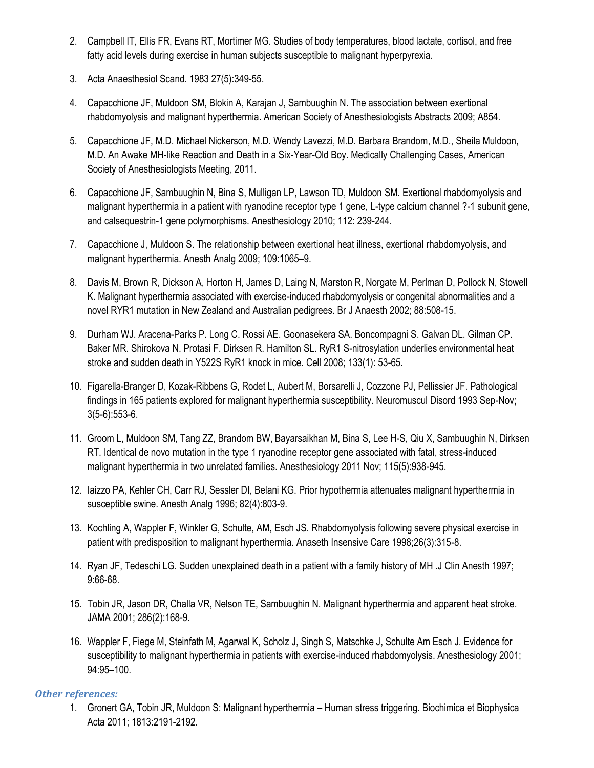2. Campbell IT, Ellis FR, Evans RT, Mortimer MG. Studies of body temperatures, blood lactate, cortisol, and free fatty acid levels during exercise in human subjects susceptible to malignant hyperpyrexia.
3. Acta Anaesthesiol Scand. 1983 27(5):349-55.
4. Capacchione JF, Muldoon SM, Blokin A, Karajan J, Sambuughin N. The association between exertional rhabdomyolysis and malignant hyperthermia. American Society of Anesthesiologists Abstracts 2009; A854.
5. Capacchione JF, M.D. Michael Nickerson, M.D. Wendy Lavezzi, M.D. Barbara Brandom, M.D., Sheila Muldoon, M.D. An Awake MH-like Reaction and Death in a Six-Year-Old Boy. Medically Challenging Cases, American Society of Anesthesiologists Meeting, 2011.
6. Capacchione JF, Sambuughin N, Bina S, Mulligan LP, Lawson TD, Muldoon SM. Exertional rhabdomyolysis and malignant hyperthermia in a patient with ryanodine receptor type 1 gene, L-type calcium channel ?-1 subunit gene, and calsequestrin-1 gene polymorphisms. Anesthesiology 2010; 112: 239-244.
7. Capacchione J, Muldoon S. The relationship between exertional heat illness, exertional rhabdomyolysis, and malignant hyperthermia. Anesth Analg 2009; 109:1065–9.
8. Davis M, Brown R, Dickson A, Horton H, James D, Laing N, Marston R, Norgate M, Perlman D, Pollock N, Stowell K. Malignant hyperthermia associated with exercise-induced rhabdomyolysis or congenital abnormalities and a novel RYR1 mutation in New Zealand and Australian pedigrees. Br J Anaesth 2002; 88:508-15.
9. Durham WJ. Aracena-Parks P. Long C. Rossi AE. Goonasekera SA. Boncompagni S. Galvan DL. Gilman CP. Baker MR. Shirokova N. Protasi F. Dirksen R. Hamilton SL. RyR1 S-nitrosylation underlies environmental heat stroke and sudden death in Y522S RyR1 knock in mice. Cell 2008; 133(1): 53-65.
10. Figarella-Branger D, Kozak-Ribbens G, Rodet L, Aubert M, Borsarelli J, Cozzone PJ, Pellissier JF. Pathological findings in 165 patients explored for malignant hyperthermia susceptibility. Neuromuscul Disord 1993 Sep-Nov; 3(5-6):553-6.
11. Groom L, Muldoon SM, Tang ZZ, Brandom BW, Bayarsaikhan M, Bina S, Lee H-S, Qiu X, Sambuughin N, Dirksen RT. Identical de novo mutation in the type 1 ryanodine receptor gene associated with fatal, stress-induced malignant hyperthermia in two unrelated families. Anesthesiology 2011 Nov; 115(5):938-945.
12. Iaizzo PA, Kehler CH, Carr RJ, Sessler DI, Belani KG. Prior hypothermia attenuates malignant hyperthermia in susceptible swine. Anesth Analg 1996; 82(4):803-9.
13. Kochling A, Wappler F, Winkler G, Schulte, AM, Esch JS. Rhabdomyolysis following severe physical exercise in patient with predisposition to malignant hyperthermia. Anaseth Insensive Care 1998;26(3):315-8.
14. Ryan JF, Tedeschi LG. Sudden unexplained death in a patient with a family history of MH .J Clin Anesth 1997; 9:66-68.
15. Tobin JR, Jason DR, Challa VR, Nelson TE, Sambuughin N. Malignant hyperthermia and apparent heat stroke. JAMA 2001; 286(2):168-9.
16. Wappler F, Fiege M, Steinfath M, Agarwal K, Scholz J, Singh S, Matschke J, Schulte Am Esch J. Evidence for susceptibility to malignant hyperthermia in patients with exercise-induced rhabdomyolysis. Anesthesiology 2001; 94:95–100.

### *Other references:*

1. Gronert GA, Tobin JR, Muldoon S: Malignant hyperthermia – Human stress triggering. Biochimica et Biophysica Acta 2011; 1813:2191-2192.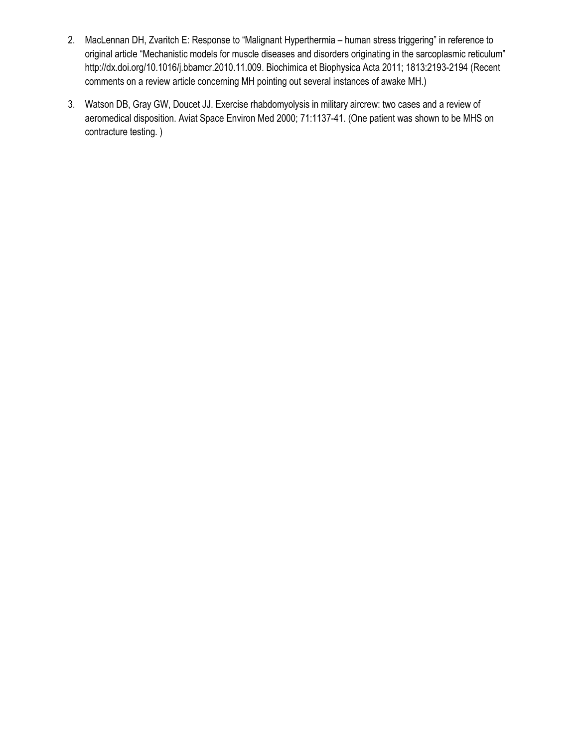2. MacLennan DH, Zvaritch E: Response to “Malignant Hyperthermia – human stress triggering” in reference to original article “Mechanistic models for muscle diseases and disorders originating in the sarcoplasmic reticulum” http://dx.doi.org/10.1016/j.bbamcr.2010.11.009. Biochimica et Biophysica Acta 2011; 1813:2193-2194 (Recent comments on a review article concerning MH pointing out several instances of awake MH.)

3. Watson DB, Gray GW, Doucet JJ. Exercise rhabdomyolysis in military aircrew: two cases and a review of aeromedical disposition. Aviat Space Environ Med 2000; 71:1137-41. (One patient was shown to be MHS on contracture testing. )